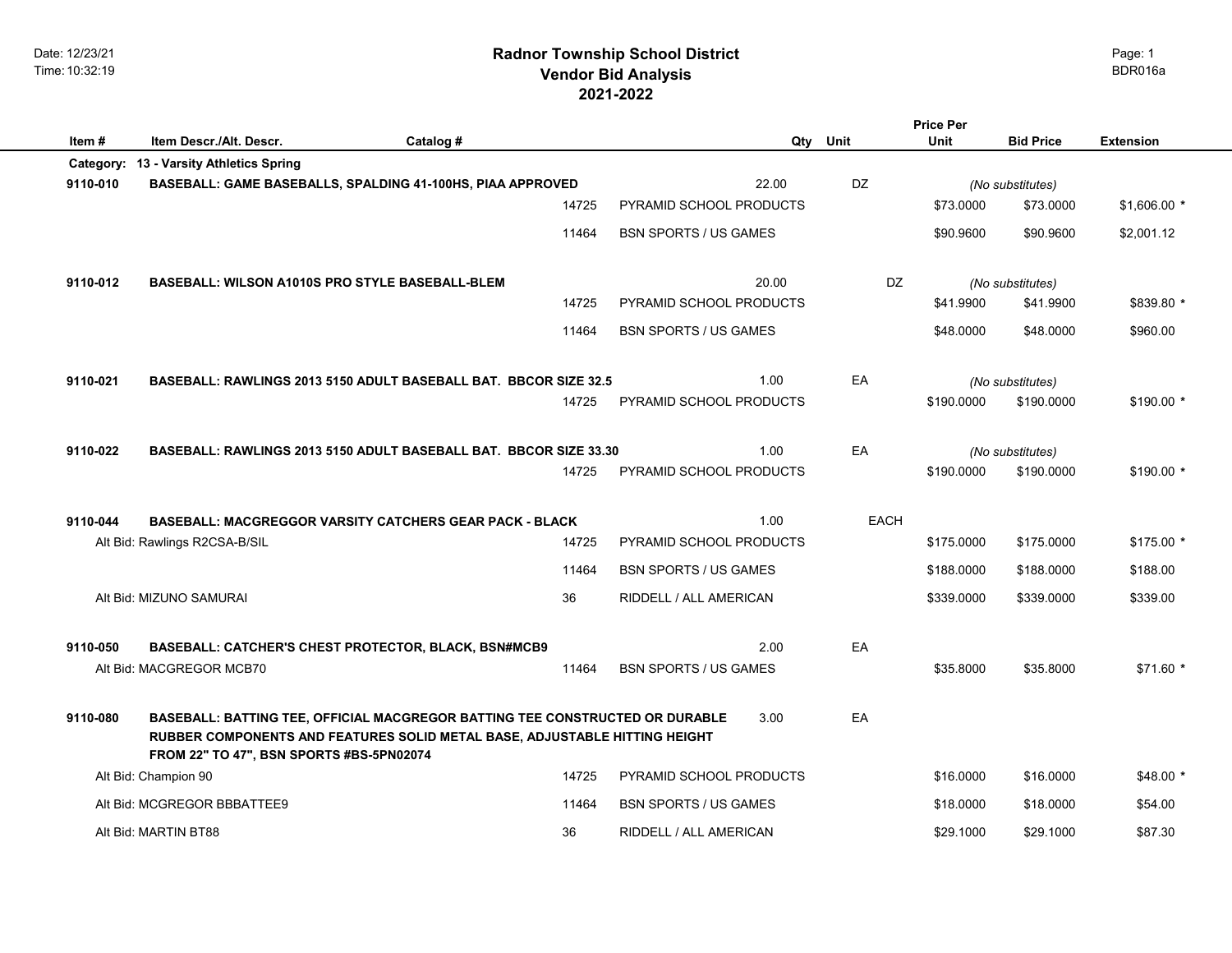# Radnor Township School District
## Vendor Bid Analysis
## 2021-2022

| Item # | Item Descr./Alt. Descr. | Catalog # | | Qty | Unit | Price Per Unit | Bid Price | Extension |
|---|---|---|---|---|---|---|---|---|
| **Category:** | **13 - Varsity Athletics Spring** | | | | | | | |
| **9110-010** | **BASEBALL: GAME BASEBALLS, SPALDING 41-100HS, PIAA APPROVED** | | | 22.00 | DZ | | *(No substitutes)* | |
| | | 14725 | PYRAMID SCHOOL PRODUCTS | | | $73.0000 | $73.0000 | $1,606.00 * |
| | | 11464 | BSN SPORTS / US GAMES | | | $90.9600 | $90.9600 | $2,001.12 |
| **9110-012** | **BASEBALL: WILSON A1010S PRO STYLE BASEBALL-BLEM** | | | 20.00 | DZ | | *(No substitutes)* | |
| | | 14725 | PYRAMID SCHOOL PRODUCTS | | | $41.9900 | $41.9900 | $839.80 * |
| | | 11464 | BSN SPORTS / US GAMES | | | $48.0000 | $48.0000 | $960.00 |
| **9110-021** | **BASEBALL: RAWLINGS 2013 5150 ADULT BASEBALL BAT. BBCOR SIZE 32.5** | | | 1.00 | EA | | *(No substitutes)* | |
| | | 14725 | PYRAMID SCHOOL PRODUCTS | | | $190.0000 | $190.0000 | $190.00 * |
| **9110-022** | **BASEBALL: RAWLINGS 2013 5150 ADULT BASEBALL BAT. BBCOR SIZE 33.30** | | | 1.00 | EA | | *(No substitutes)* | |
| | | 14725 | PYRAMID SCHOOL PRODUCTS | | | $190.0000 | $190.0000 | $190.00 * |
| **9110-044** | **BASEBALL: MACGREGGOR VARSITY CATCHERS GEAR PACK - BLACK** | | | 1.00 | EACH | | | |
| | Alt Bid: Rawlings R2CSA-B/SIL | 14725 | PYRAMID SCHOOL PRODUCTS | | | $175.0000 | $175.0000 | $175.00 * |
| | | 11464 | BSN SPORTS / US GAMES | | | $188.0000 | $188.0000 | $188.00 |
| | Alt Bid: MIZUNO SAMURAI | 36 | RIDDELL / ALL AMERICAN | | | $339.0000 | $339.0000 | $339.00 |
| **9110-050** | **BASEBALL: CATCHER'S CHEST PROTECTOR, BLACK, BSN#MCB9** | | | 2.00 | EA | | | |
| | Alt Bid: MACGREGOR MCB70 | 11464 | BSN SPORTS / US GAMES | | | $35.8000 | $35.8000 | $71.60 * |
| **9110-080** | **BASEBALL: BATTING TEE, OFFICIAL MACGREGOR BATTING TEE CONSTRUCTED OR DURABLE RUBBER COMPONENTS AND FEATURES SOLID METAL BASE, ADJUSTABLE HITTING HEIGHT FROM 22" TO 47", BSN SPORTS #BS-5PN02074** | | | 3.00 | EA | | | |
| | Alt Bid: Champion 90 | 14725 | PYRAMID SCHOOL PRODUCTS | | | $16.0000 | $16.0000 | $48.00 * |
| | Alt Bid: MCGREGOR BBBATTEE9 | 11464 | BSN SPORTS / US GAMES | | | $18.0000 | $18.0000 | $54.00 |
| | Alt Bid: MARTIN BT88 | 36 | RIDDELL / ALL AMERICAN | | | $29.1000 | $29.1000 | $87.30 |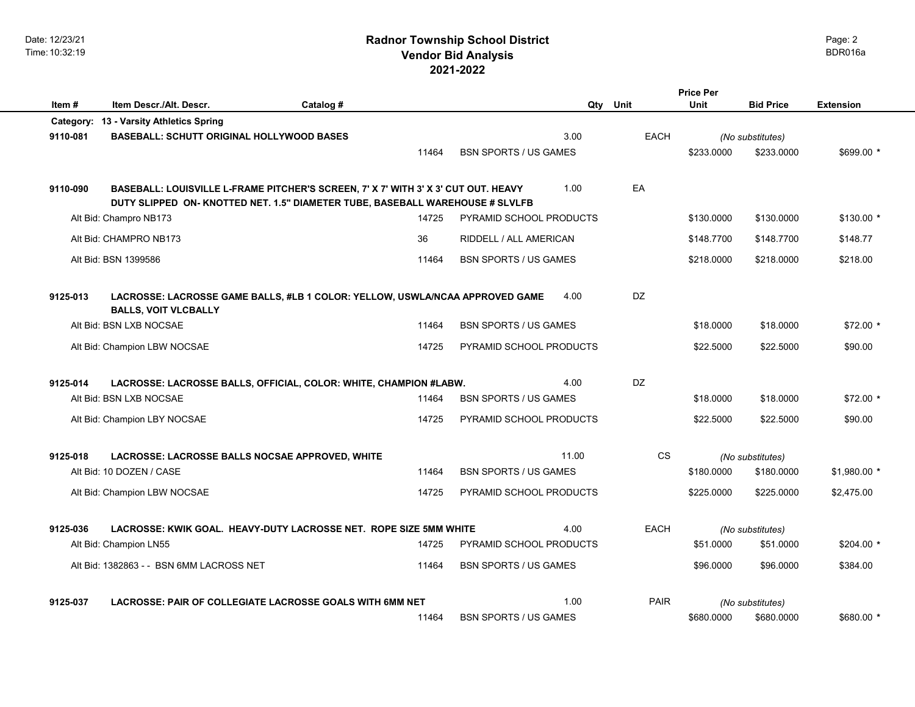# Radnor Township School District
## Vendor Bid Analysis
## 2021-2022

| Item # | Item Descr./Alt. Descr. | Catalog # | | Qty | Unit | Price Per Unit | Bid Price | Extension |
|---|---|---|---|---|---|---|---|---|
| **Category:** | **13 - Varsity Athletics Spring** | | | | | | | |
| **9110-081** | **BASEBALL: SCHUTT ORIGINAL HOLLYWOOD BASES** | | | 3.00 | EACH | *(No substitutes)* | | |
| | | 11464 | BSN SPORTS / US GAMES | | | $233.0000 | $233.0000 | $699.00 * |
| **9110-090** | **BASEBALL: LOUISVILLE L-FRAME PITCHER'S SCREEN, 7' X 7' WITH 3' X 3' CUT OUT. HEAVY DUTY SLIPPED ON- KNOTTED NET. 1.5" DIAMETER TUBE, BASEBALL WAREHOUSE # SLVLFB** | | | 1.00 | EA | | | |
| | Alt Bid: Champro NB173 | 14725 | PYRAMID SCHOOL PRODUCTS | | | $130.0000 | $130.0000 | $130.00 * |
| | Alt Bid: CHAMPRO NB173 | 36 | RIDDELL / ALL AMERICAN | | | $148.7700 | $148.7700 | $148.77 |
| | Alt Bid: BSN 1399586 | 11464 | BSN SPORTS / US GAMES | | | $218.0000 | $218.0000 | $218.00 |
| **9125-013** | **LACROSSE: LACROSSE GAME BALLS, #LB 1 COLOR: YELLOW, USWLA/NCAA APPROVED GAME BALLS, VOIT VLCBALLY** | | | 4.00 | DZ | | | |
| | Alt Bid: BSN LXB NOCSAE | 11464 | BSN SPORTS / US GAMES | | | $18.0000 | $18.0000 | $72.00 * |
| | Alt Bid: Champion LBW NOCSAE | 14725 | PYRAMID SCHOOL PRODUCTS | | | $22.5000 | $22.5000 | $90.00 |
| **9125-014** | **LACROSSE: LACROSSE BALLS, OFFICIAL, COLOR: WHITE, CHAMPION #LABW.** | | | 4.00 | DZ | | | |
| | Alt Bid: BSN LXB NOCSAE | 11464 | BSN SPORTS / US GAMES | | | $18.0000 | $18.0000 | $72.00 * |
| | Alt Bid: Champion LBY NOCSAE | 14725 | PYRAMID SCHOOL PRODUCTS | | | $22.5000 | $22.5000 | $90.00 |
| **9125-018** | **LACROSSE: LACROSSE BALLS NOCSAE APPROVED, WHITE** | | | 11.00 | CS | *(No substitutes)* | | |
| | Alt Bid: 10 DOZEN / CASE | 11464 | BSN SPORTS / US GAMES | | | $180.0000 | $180.0000 | $1,980.00 * |
| | Alt Bid: Champion LBW NOCSAE | 14725 | PYRAMID SCHOOL PRODUCTS | | | $225.0000 | $225.0000 | $2,475.00 |
| **9125-036** | **LACROSSE: KWIK GOAL. HEAVY-DUTY LACROSSE NET. ROPE SIZE 5MM WHITE** | | | 4.00 | EACH | *(No substitutes)* | | |
| | Alt Bid: Champion LN55 | 14725 | PYRAMID SCHOOL PRODUCTS | | | $51.0000 | $51.0000 | $204.00 * |
| | Alt Bid: 1382863 - - BSN 6MM LACROSS NET | 11464 | BSN SPORTS / US GAMES | | | $96.0000 | $96.0000 | $384.00 |
| **9125-037** | **LACROSSE: PAIR OF COLLEGIATE LACROSSE GOALS WITH 6MM NET** | | | 1.00 | PAIR | *(No substitutes)* | | |
| | | 11464 | BSN SPORTS / US GAMES | | | $680.0000 | $680.0000 | $680.00 * |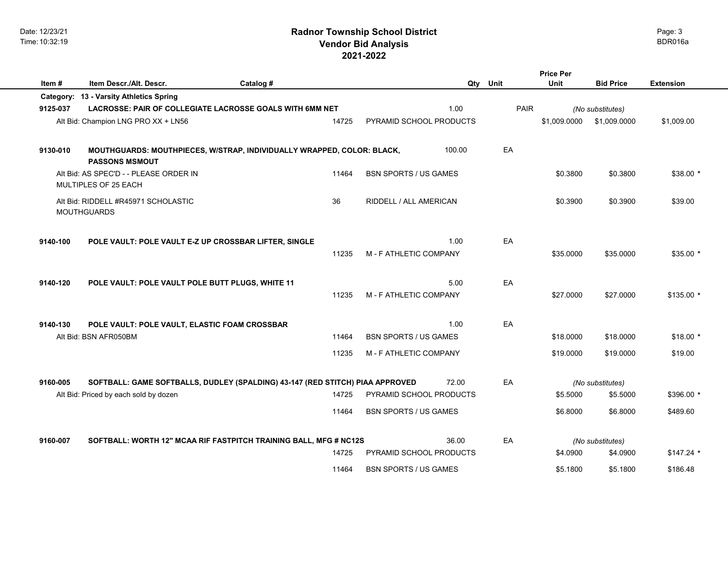# Radnor Township School District
## Vendor Bid Analysis
## 2021-2022

Date: 12/23/21
Time: 10:32:19

BDR016a

| Item # | Item Descr./Alt. Descr. | Catalog # | | Qty | Unit | Price Per Unit | Bid Price | Extension |
|---|---|---|---|---|---|---|---|---|
| **Category:** | **13 - Varsity Athletics Spring** | | | | | | | |
| **9125-037** | **LACROSSE: PAIR OF COLLEGIATE LACROSSE GOALS WITH 6MM NET** | | | 1.00 | PAIR | *(No substitutes)* | | |
| | Alt Bid: Champion LNG PRO XX + LN56 | 14725 | PYRAMID SCHOOL PRODUCTS | | | $1,009.0000 | $1,009.0000 | $1,009.00 |
| **9130-010** | **MOUTHGUARDS: MOUTHPIECES, W/STRAP, INDIVIDUALLY WRAPPED, COLOR: BLACK, PASSONS MSMOUT** | | | 100.00 | EA | | | |
| | Alt Bid: AS SPEC'D - - PLEASE ORDER IN MULTIPLES OF 25 EACH | 11464 | BSN SPORTS / US GAMES | | | $0.3800 | $0.3800 | $38.00 * |
| | Alt Bid: RIDDELL #R45971 SCHOLASTIC MOUTHGUARDS | 36 | RIDDELL / ALL AMERICAN | | | $0.3900 | $0.3900 | $39.00 |
| **9140-100** | **POLE VAULT: POLE VAULT E-Z UP CROSSBAR LIFTER, SINGLE** | | | 1.00 | EA | | | |
| | | 11235 | M - F ATHLETIC COMPANY | | | $35.0000 | $35.0000 | $35.00 * |
| **9140-120** | **POLE VAULT: POLE VAULT POLE BUTT PLUGS, WHITE 11** | | | 5.00 | EA | | | |
| | | 11235 | M - F ATHLETIC COMPANY | | | $27.0000 | $27.0000 | $135.00 * |
| **9140-130** | **POLE VAULT: POLE VAULT, ELASTIC FOAM CROSSBAR** | | | 1.00 | EA | | | |
| | Alt Bid: BSN AFR050BM | 11464 | BSN SPORTS / US GAMES | | | $18.0000 | $18.0000 | $18.00 * |
| | | 11235 | M - F ATHLETIC COMPANY | | | $19.0000 | $19.0000 | $19.00 |
| **9160-005** | **SOFTBALL: GAME SOFTBALLS, DUDLEY (SPALDING) 43-147 (RED STITCH) PIAA APPROVED** | | | 72.00 | EA | *(No substitutes)* | | |
| | Alt Bid: Priced by each sold by dozen | 14725 | PYRAMID SCHOOL PRODUCTS | | | $5.5000 | $5.5000 | $396.00 * |
| | | 11464 | BSN SPORTS / US GAMES | | | $6.8000 | $6.8000 | $489.60 |
| **9160-007** | **SOFTBALL: WORTH 12" MCAA RIF FASTPITCH TRAINING BALL, MFG # NC12S** | | | 36.00 | EA | *(No substitutes)* | | |
| | | 14725 | PYRAMID SCHOOL PRODUCTS | | | $4.0900 | $4.0900 | $147.24 * |
| | | 11464 | BSN SPORTS / US GAMES | | | $5.1800 | $5.1800 | $186.48 |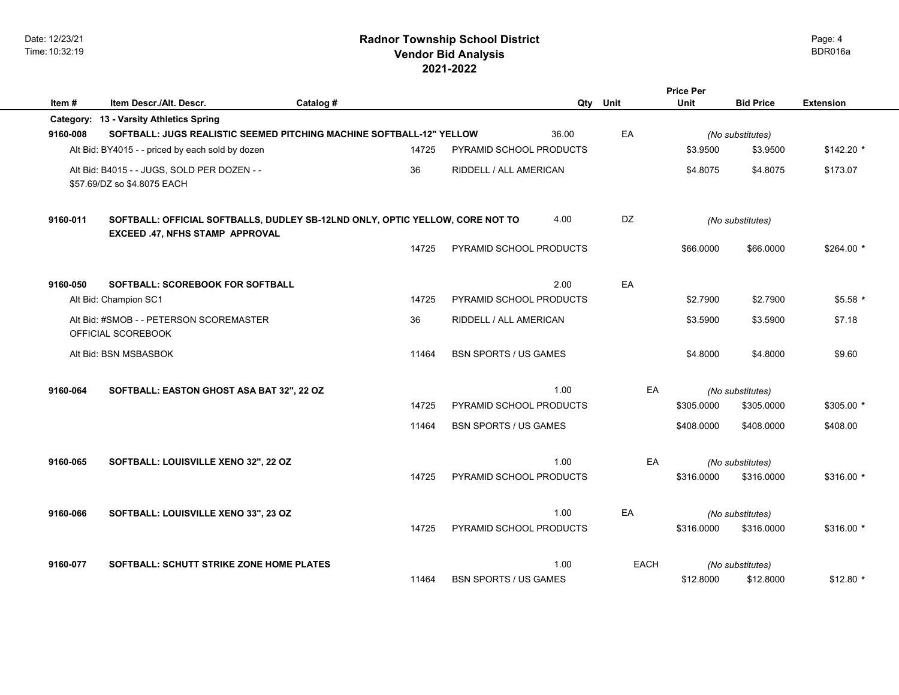# Radnor Township School District
## Vendor Bid Analysis
## 2021-2022

Date: 12/23/21
Time: 10:32:19

BDR016a

| Item # | Item Descr./Alt. Descr. | Catalog # | Qty | Unit | Price Per Unit | Bid Price | Extension |
|---|---|---|---|---|---|---|---|
| **Category:** | **13 - Varsity Athletics Spring** | | | | | | |
| **9160-008** | **SOFTBALL: JUGS REALISTIC SEEMED PITCHING MACHINE SOFTBALL-12" YELLOW** | | 36.00 | EA | *(No substitutes)* | | |
| | Alt Bid: BY4015 - - priced by each sold by dozen | 14725 | PYRAMID SCHOOL PRODUCTS | | $3.9500 | $3.9500 | $142.20 * |
| | Alt Bid: B4015 - - JUGS, SOLD PER DOZEN - - $57.69/DZ so $4.8075 EACH | 36 | RIDDELL / ALL AMERICAN | | $4.8075 | $4.8075 | $173.07 |
| **9160-011** | **SOFTBALL: OFFICIAL SOFTBALLS, DUDLEY SB-12LND ONLY, OPTIC YELLOW, CORE NOT TO EXCEED .47, NFHS STAMP APPROVAL** | | 4.00 | DZ | *(No substitutes)* | | |
| | | 14725 | PYRAMID SCHOOL PRODUCTS | | $66.0000 | $66.0000 | $264.00 * |
| **9160-050** | **SOFTBALL: SCOREBOOK FOR SOFTBALL** | | 2.00 | EA | | | |
| | Alt Bid: Champion SC1 | 14725 | PYRAMID SCHOOL PRODUCTS | | $2.7900 | $2.7900 | $5.58 * |
| | Alt Bid: #SMOB - - PETERSON SCOREMASTER OFFICIAL SCOREBOOK | 36 | RIDDELL / ALL AMERICAN | | $3.5900 | $3.5900 | $7.18 |
| | Alt Bid: BSN MSBASBOK | 11464 | BSN SPORTS / US GAMES | | $4.8000 | $4.8000 | $9.60 |
| **9160-064** | **SOFTBALL: EASTON GHOST ASA BAT 32", 22 OZ** | | 1.00 | EA | *(No substitutes)* | | |
| | | 14725 | PYRAMID SCHOOL PRODUCTS | | $305.0000 | $305.0000 | $305.00 * |
| | | 11464 | BSN SPORTS / US GAMES | | $408.0000 | $408.0000 | $408.00 |
| **9160-065** | **SOFTBALL: LOUISVILLE XENO 32", 22 OZ** | | 1.00 | EA | *(No substitutes)* | | |
| | | 14725 | PYRAMID SCHOOL PRODUCTS | | $316.0000 | $316.0000 | $316.00 * |
| **9160-066** | **SOFTBALL: LOUISVILLE XENO 33", 23 OZ** | | 1.00 | EA | *(No substitutes)* | | |
| | | 14725 | PYRAMID SCHOOL PRODUCTS | | $316.0000 | $316.0000 | $316.00 * |
| **9160-077** | **SOFTBALL: SCHUTT STRIKE ZONE HOME PLATES** | | 1.00 | EACH | *(No substitutes)* | | |
| | | 11464 | BSN SPORTS / US GAMES | | $12.8000 | $12.8000 | $12.80 * |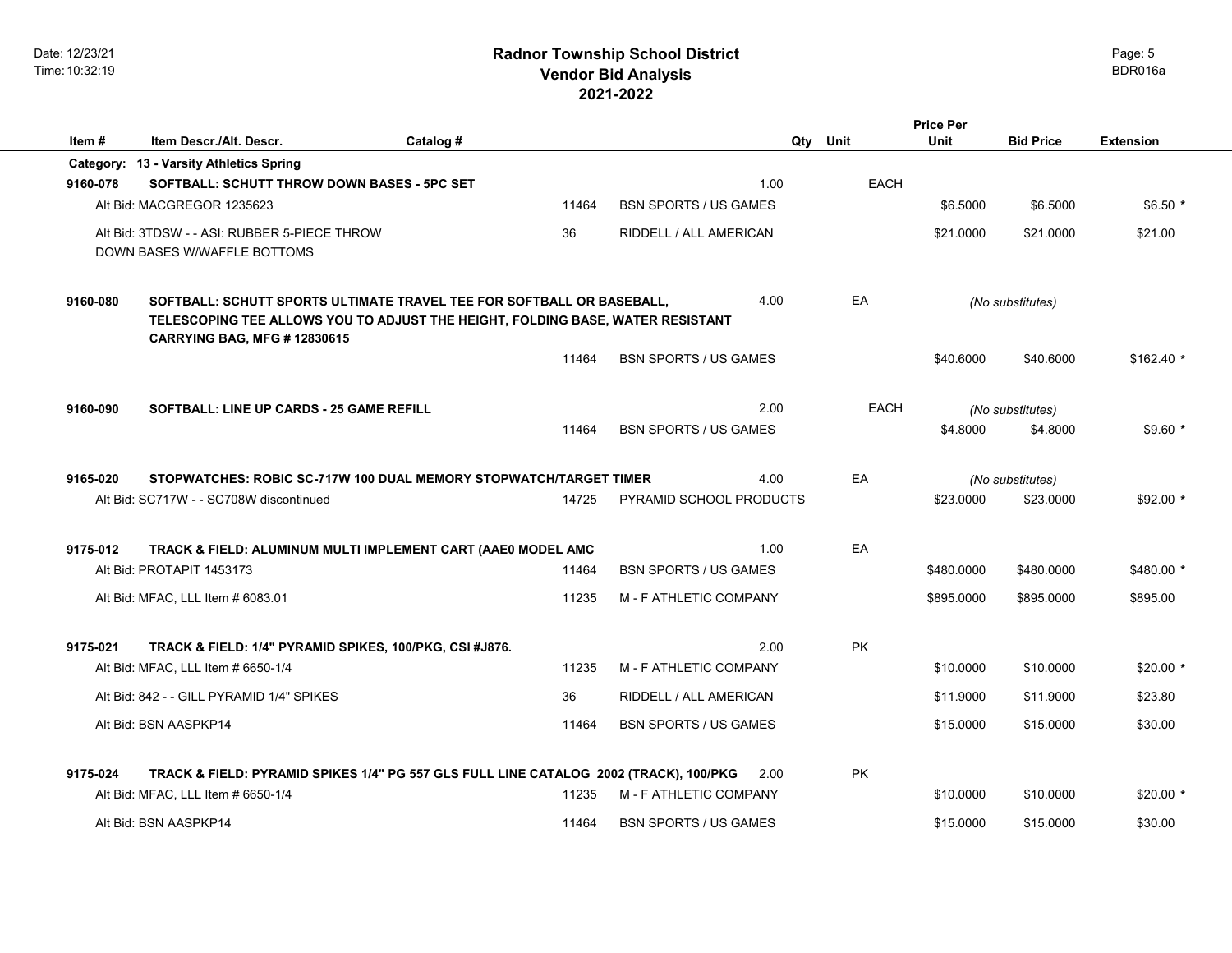# Radnor Township School District
## Vendor Bid Analysis
## 2021-2022

| Item # | Item Descr./Alt. Descr. | Catalog # | | Qty | Unit | Price Per Unit | Bid Price | Extension |
|---|---|---|---|---|---|---|---|---|
| **Category: 13 - Varsity Athletics Spring** | | | | | | | | |
| **9160-078** | **SOFTBALL: SCHUTT THROW DOWN BASES - 5PC SET** | | | 1.00 | EACH | | | |
| | Alt Bid: MACGREGOR 1235623 | 11464 | BSN SPORTS / US GAMES | | | $6.5000 | $6.5000 | $6.50 * |
| | Alt Bid: 3TDSW - - ASI: RUBBER 5-PIECE THROW DOWN BASES W/WAFFLE BOTTOMS | 36 | RIDDELL / ALL AMERICAN | | | $21.0000 | $21.0000 | $21.00 |
| **9160-080** | **SOFTBALL: SCHUTT SPORTS ULTIMATE TRAVEL TEE FOR SOFTBALL OR BASEBALL, TELESCOPING TEE ALLOWS YOU TO ADJUST THE HEIGHT, FOLDING BASE, WATER RESISTANT CARRYING BAG, MFG # 12830615** | | | 4.00 | EA | | *(No substitutes)* | |
| | | 11464 | BSN SPORTS / US GAMES | | | $40.6000 | $40.6000 | $162.40 * |
| **9160-090** | **SOFTBALL: LINE UP CARDS - 25 GAME REFILL** | | | 2.00 | EACH | | *(No substitutes)* | |
| | | 11464 | BSN SPORTS / US GAMES | | | $4.8000 | $4.8000 | $9.60 * |
| **9165-020** | **STOPWATCHES: ROBIC SC-717W 100 DUAL MEMORY STOPWATCH/TARGET TIMER** | | | 4.00 | EA | | *(No substitutes)* | |
| | Alt Bid: SC717W - - SC708W discontinued | 14725 | PYRAMID SCHOOL PRODUCTS | | | $23.0000 | $23.0000 | $92.00 * |
| **9175-012** | **TRACK & FIELD: ALUMINUM MULTI IMPLEMENT CART (AAE0 MODEL AMC** | | | 1.00 | EA | | | |
| | Alt Bid: PROTAPIT 1453173 | 11464 | BSN SPORTS / US GAMES | | | $480.0000 | $480.0000 | $480.00 * |
| | Alt Bid: MFAC, LLL Item # 6083.01 | 11235 | M - F ATHLETIC COMPANY | | | $895.0000 | $895.0000 | $895.00 |
| **9175-021** | **TRACK & FIELD: 1/4" PYRAMID SPIKES, 100/PKG, CSI #J876.** | | | 2.00 | PK | | | |
| | Alt Bid: MFAC, LLL Item # 6650-1/4 | 11235 | M - F ATHLETIC COMPANY | | | $10.0000 | $10.0000 | $20.00 * |
| | Alt Bid: 842 - - GILL PYRAMID 1/4" SPIKES | 36 | RIDDELL / ALL AMERICAN | | | $11.9000 | $11.9000 | $23.80 |
| | Alt Bid: BSN AASPKP14 | 11464 | BSN SPORTS / US GAMES | | | $15.0000 | $15.0000 | $30.00 |
| **9175-024** | **TRACK & FIELD: PYRAMID SPIKES 1/4" PG 557 GLS FULL LINE CATALOG 2002 (TRACK), 100/PKG** | | | 2.00 | PK | | | |
| | Alt Bid: MFAC, LLL Item # 6650-1/4 | 11235 | M - F ATHLETIC COMPANY | | | $10.0000 | $10.0000 | $20.00 * |
| | Alt Bid: BSN AASPKP14 | 11464 | BSN SPORTS / US GAMES | | | $15.0000 | $15.0000 | $30.00 |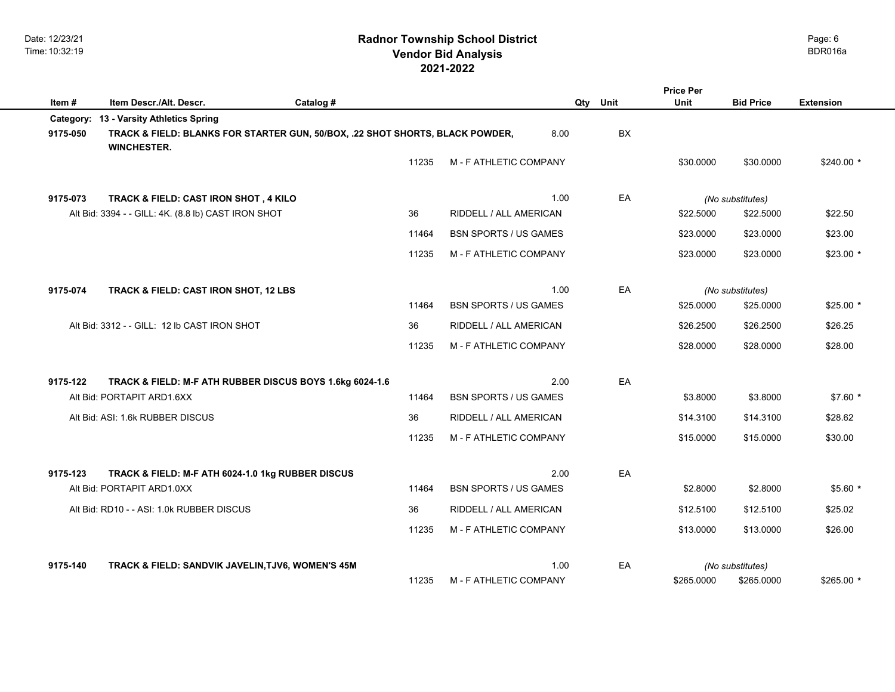# Radnor Township School District
## Vendor Bid Analysis
### 2021-2022

| Item # | Item Descr./Alt. Descr. | Catalog # | | Qty | Unit | Price Per Unit | Bid Price | Extension |
|---|---|---|---|---|---|---|---|---|
| **Category:** | **13 - Varsity Athletics Spring** | | | | | | | |
| **9175-050** | **TRACK & FIELD: BLANKS FOR STARTER GUN, 50/BOX, .22 SHOT SHORTS, BLACK POWDER, WINCHESTER.** | | | 8.00 | BX | | | |
| | | 11235 | M - F ATHLETIC COMPANY | | | $30.0000 | $30.0000 | $240.00 * |
| **9175-073** | **TRACK & FIELD: CAST IRON SHOT , 4 KILO** | | | 1.00 | EA | | *(No substitutes)* | |
| | Alt Bid: 3394 - - GILL: 4K. (8.8 lb) CAST IRON SHOT | 36 | RIDDELL / ALL AMERICAN | | | $22.5000 | $22.5000 | $22.50 |
| | | 11464 | BSN SPORTS / US GAMES | | | $23.0000 | $23.0000 | $23.00 |
| | | 11235 | M - F ATHLETIC COMPANY | | | $23.0000 | $23.0000 | $23.00 * |
| **9175-074** | **TRACK & FIELD: CAST IRON SHOT, 12 LBS** | | | 1.00 | EA | | *(No substitutes)* | |
| | | 11464 | BSN SPORTS / US GAMES | | | $25.0000 | $25.0000 | $25.00 * |
| | Alt Bid: 3312 - - GILL: 12 lb CAST IRON SHOT | 36 | RIDDELL / ALL AMERICAN | | | $26.2500 | $26.2500 | $26.25 |
| | | 11235 | M - F ATHLETIC COMPANY | | | $28.0000 | $28.0000 | $28.00 |
| **9175-122** | **TRACK & FIELD: M-F ATH RUBBER DISCUS BOYS 1.6kg 6024-1.6** | | | 2.00 | EA | | | |
| | Alt Bid: PORTAPIT ARD1.6XX | 11464 | BSN SPORTS / US GAMES | | | $3.8000 | $3.8000 | $7.60 * |
| | Alt Bid: ASI: 1.6k RUBBER DISCUS | 36 | RIDDELL / ALL AMERICAN | | | $14.3100 | $14.3100 | $28.62 |
| | | 11235 | M - F ATHLETIC COMPANY | | | $15.0000 | $15.0000 | $30.00 |
| **9175-123** | **TRACK & FIELD: M-F ATH 6024-1.0 1kg RUBBER DISCUS** | | | 2.00 | EA | | | |
| | Alt Bid: PORTAPIT ARD1.0XX | 11464 | BSN SPORTS / US GAMES | | | $2.8000 | $2.8000 | $5.60 * |
| | Alt Bid: RD10 - - ASI: 1.0k RUBBER DISCUS | 36 | RIDDELL / ALL AMERICAN | | | $12.5100 | $12.5100 | $25.02 |
| | | 11235 | M - F ATHLETIC COMPANY | | | $13.0000 | $13.0000 | $26.00 |
| **9175-140** | **TRACK & FIELD: SANDVIK JAVELIN,TJV6, WOMEN'S 45M** | | | 1.00 | EA | | *(No substitutes)* | |
| | | 11235 | M - F ATHLETIC COMPANY | | | $265.0000 | $265.0000 | $265.00 * |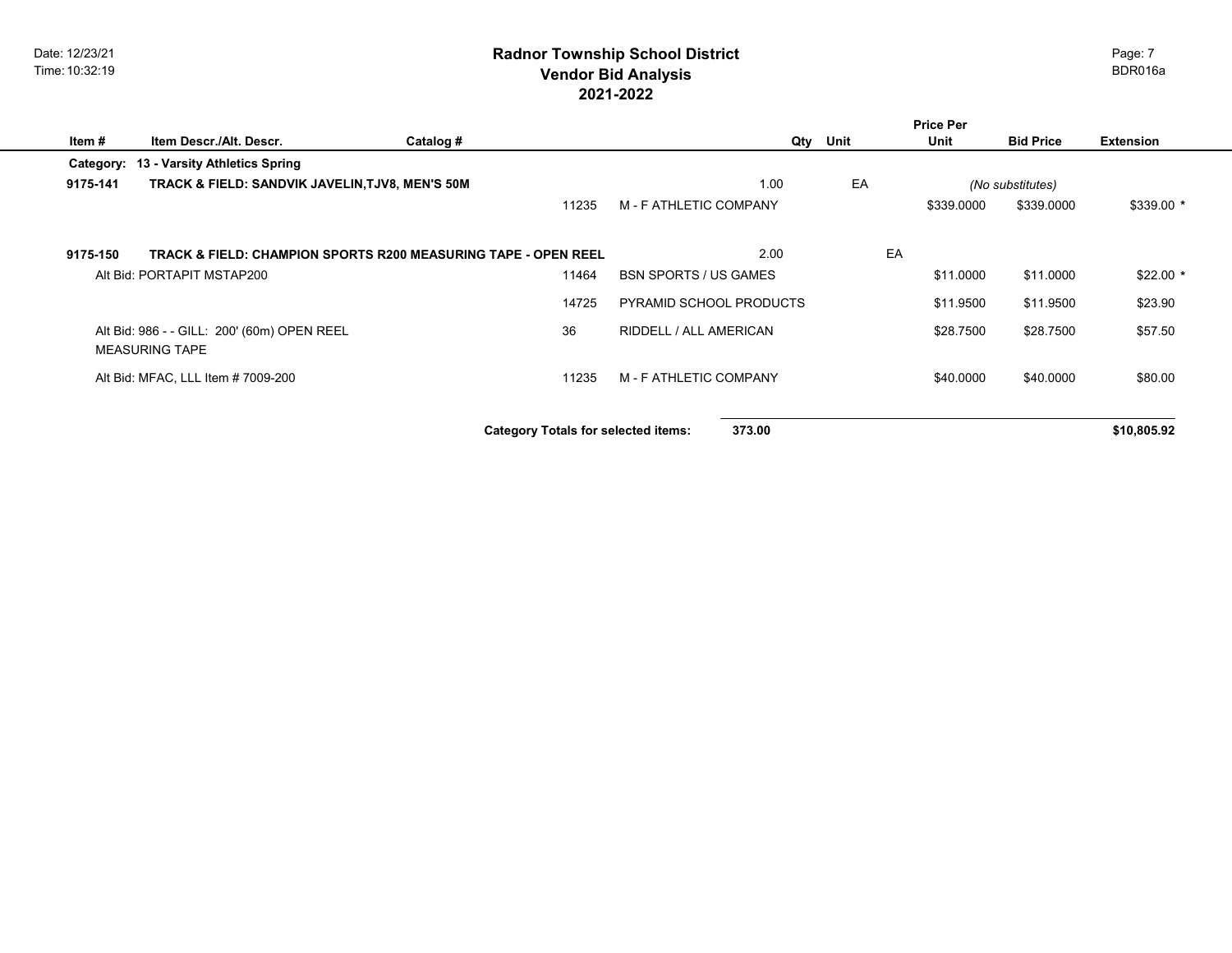# Radnor Township School District
## Vendor Bid Analysis
## 2021-2022

| Item # | Item Descr./Alt. Descr. | Catalog # | | Qty | Unit | Price Per Unit | Bid Price | Extension |
|---|---|---|---|---|---|---|---|---|
| **Category:** | **13 - Varsity Athletics Spring** | | | | | | | |
| **9175-141** | **TRACK & FIELD: SANDVIK JAVELIN,TJV8, MEN'S 50M** | | | 1.00 | EA | | *(No substitutes)* | |
| | | 11235 | M - F ATHLETIC COMPANY | | | $339.0000 | $339.0000 | $339.00 * |
| **9175-150** | **TRACK & FIELD: CHAMPION SPORTS R200 MEASURING TAPE - OPEN REEL** | | | 2.00 | EA | | | |
| | Alt Bid: PORTAPIT MSTAP200 | 11464 | BSN SPORTS / US GAMES | | | $11.0000 | $11.0000 | $22.00 * |
| | | 14725 | PYRAMID SCHOOL PRODUCTS | | | $11.9500 | $11.9500 | $23.90 |
| | Alt Bid: 986 - - GILL: 200' (60m) OPEN REEL MEASURING TAPE | 36 | RIDDELL / ALL AMERICAN | | | $28.7500 | $28.7500 | $57.50 |
| | Alt Bid: MFAC, LLL Item # 7009-200 | 11235 | M - F ATHLETIC COMPANY | | | $40.0000 | $40.0000 | $80.00 |
| | | | **Category Totals for selected items:** | **373.00** | | | | **$10,805.92** |